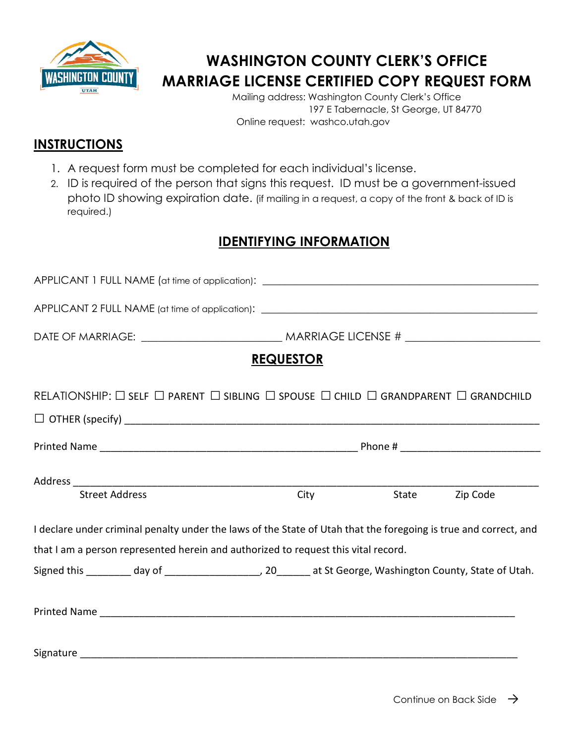# WASHINGTON COUNTY CLERK'S OFFICE
# MARRIAGE LICENSE CERTIFIED COPY REQUEST FORM

Mailing address: Washington County Clerk's Office
197 E Tabernacle, St George, UT 84770
Online request: washco.utah.gov

## INSTRUCTIONS

1. A request form must be completed for each individual's license.
2. ID is required of the person that signs this request. ID must be a government-issued photo ID showing expiration date. (if mailing in a request, a copy of the front & back of ID is required.)

## IDENTIFYING INFORMATION

APPLICANT 1 FULL NAME (at time of application): ______________________________________________

APPLICANT 2 FULL NAME (at time of application): ______________________________________________

DATE OF MARRIAGE: ________________________ MARRIAGE LICENSE # ______________________

## REQUESTOR

RELATIONSHIP: ☐ SELF ☐ PARENT ☐ SIBLING ☐ SPOUSE ☐ CHILD ☐ GRANDPARENT ☐ GRANDCHILD

☐ OTHER (specify) ______________________________________________________________________

Printed Name ____________________________________________ Phone # ________________________

Address ______________________________________________________________________________

Street Address City State Zip Code

I declare under criminal penalty under the laws of the State of Utah that the foregoing is true and correct, and that I am a person represented herein and authorized to request this vital record.

Signed this ________ day of ________________, 20______ at St George, Washington County, State of Utah.

Printed Name _________________________________________________________________________

Signature ____________________________________________________________________________

Continue on Back Side →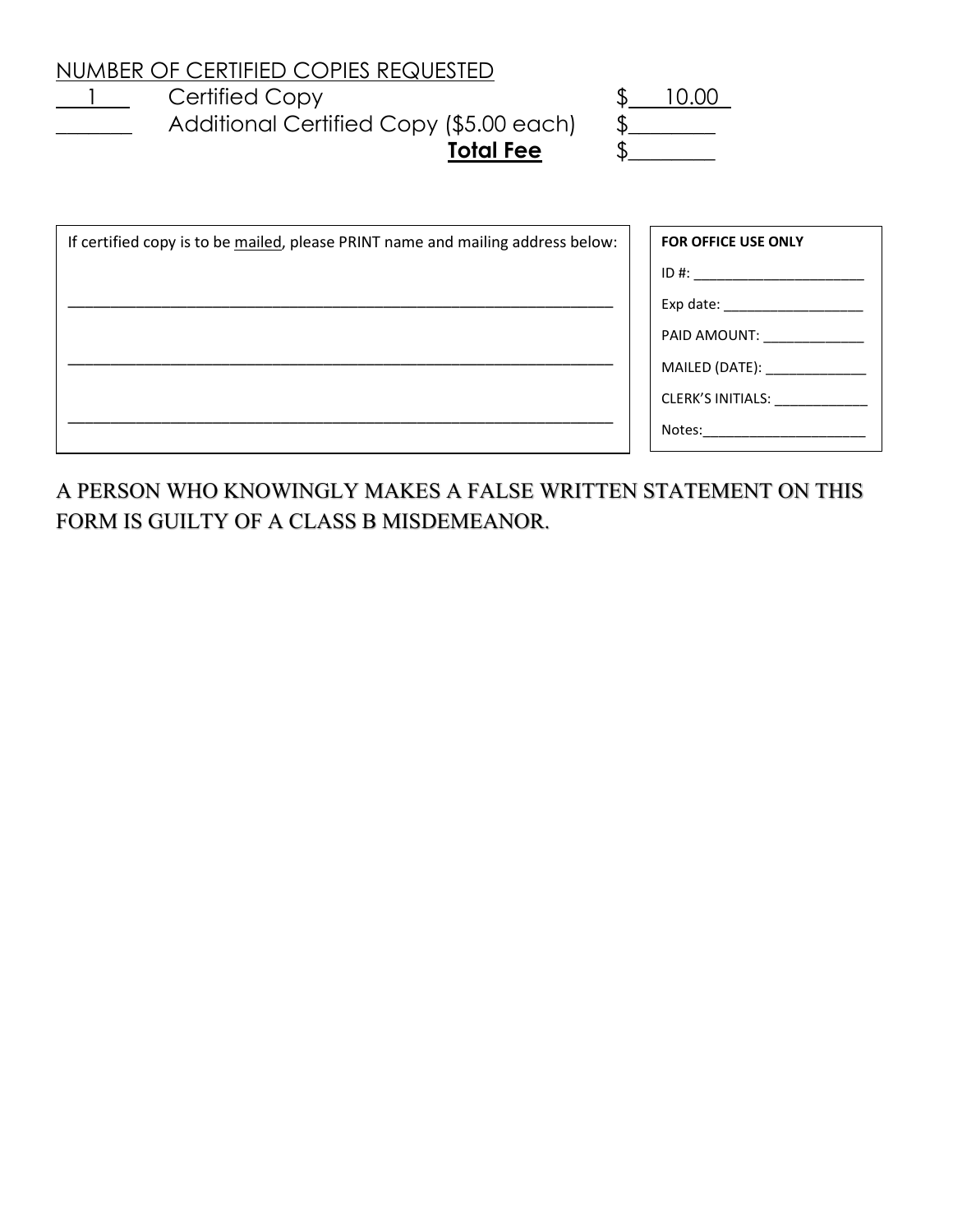NUMBER OF CERTIFIED COPIES REQUESTED

| | | |
|---|---|---|
| 1 | Certified Copy | $ 10.00 |
| _______ | Additional Certified Copy ($5.00 each) | $________ |
| | **Total Fee** | $________ |

If certified copy is to be mailed, please PRINT name and mailing address below:

_______________________________________________________________________

_______________________________________________________________________

_______________________________________________________________________

**FOR OFFICE USE ONLY**

ID #: ______________________

Exp date: __________________

PAID AMOUNT: _____________

MAILED (DATE): _____________

CLERK'S INITIALS: ____________

Notes:_____________________

A PERSON WHO KNOWINGLY MAKES A FALSE WRITTEN STATEMENT ON THIS FORM IS GUILTY OF A CLASS B MISDEMEANOR.